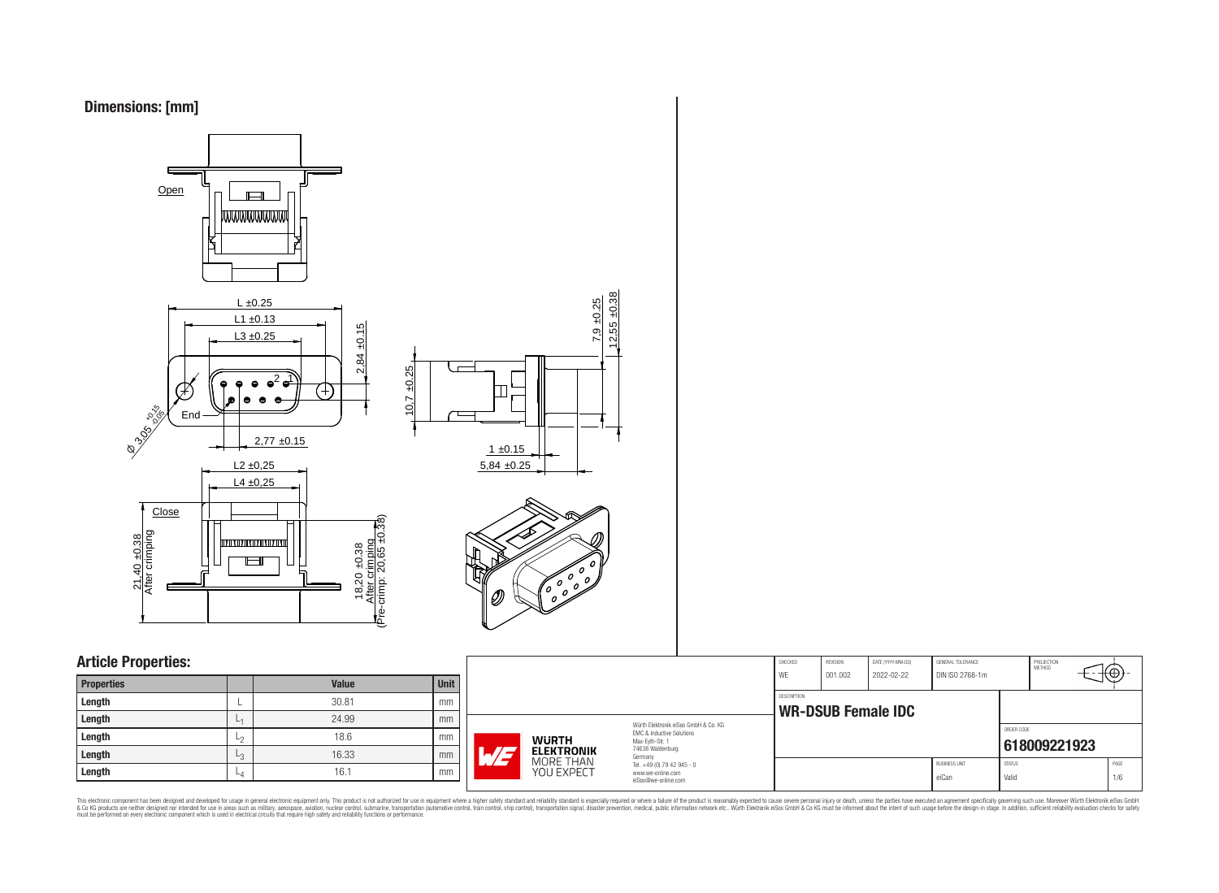## Dimensions: [mm]

Open

L ±0.25

L1 ±0.13

L3 ±0.25

2,84 ±0.15

Ø 3,05 +0.15 -0.05

End

2,77 ±0.15

L2 ±0,25

L4 ±0,25

Close

21,40 ±0.38 After crimping

18,20 ±0.38 After crimping (Pre-crimp: 20,65 ±0.38)

10,7 ±0.25

7,9 ±0.25

12,55 ±0.38

1 ±0.15

5,84 ±0.25

## Article Properties:

| Properties | | Value | Unit |
|---|---|---|---|
| Length | L | 30.81 | mm |
| Length | $L_1$ | 24.99 | mm |
| Length | $L_2$ | 18.6 | mm |
| Length | $L_3$ | 16.33 | mm |
| Length | $L_4$ | 16.1 | mm |

| CHECKED | REVISION | DATE (YYYY-MM-DD) | GENERAL TOLERANCE | PROJECTION METHOD |
|---|---|---|---|---|
| WE | 001.002 | 2022-02-22 | DIN ISO 2768-1m | |

DESCRIPTION: **WR-DSUB Female IDC**

ORDER CODE: **618009221923**

BUSINESS UNIT: eiCan | STATUS: Valid | PAGE: 1/6

Würth Elektronik eiSos GmbH & Co. KG
EMC & Inductive Solutions
Max-Eyth-Str. 1
74638 Waldenburg
Germany
Tel. +49 (0) 79 42 945 - 0
www.we-online.com
eiSos@we-online.com

WÜRTH ELEKTRONIK MORE THAN YOU EXPECT

This electronic component has been designed and developed for usage in general electronic equipment only. This product is not authorized for use in equipment where a higher safety standard and reliability standard is especially required or where a failure of the product is reasonably expected to cause severe personal injury or death, unless the parties have executed an agreement specifically governing such use. Moreover Würth Elektronik eiSos GmbH & Co KG products are neither designed nor intended for use in areas such as military, aerospace, aviation, nuclear control, submarine, transportation (automotive control, train control, ship control), transportation signal, disaster prevention, medical, public information network etc.. Würth Elektronik eiSos GmbH & Co KG must be informed about the intent of such usage before the design-in stage. In addition, sufficient reliability evaluation checks for safety must be performed on every electronic component which is used in electrical circuits that require high safety and reliability functions or performance.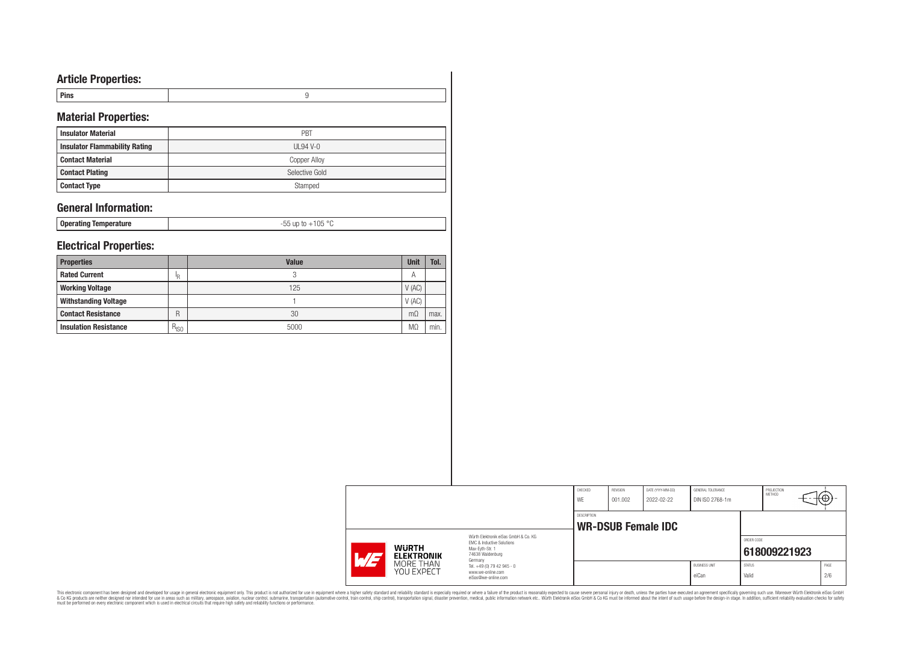## Article Properties:

| Pins | 9 |
|---|---|

## Material Properties:

| Insulator Material | PBT |
|---|---|
| Insulator Flammability Rating | UL94 V-0 |
| Contact Material | Copper Alloy |
| Contact Plating | Selective Gold |
| Contact Type | Stamped |

## General Information:

| Operating Temperature | -55 up to +105 °C |
|---|---|

## Electrical Properties:

| Properties | | Value | Unit | Tol. |
|---|---|---|---|---|
| Rated Current | $I_R$ | 3 | A | |
| Working Voltage | | 125 | V (AC) | |
| Withstanding Voltage | | 1 | V (AC) | |
| Contact Resistance | R | 30 | mΩ | max. |
| Insulation Resistance | $R_{ISO}$ | 5000 | MΩ | min. |

| CHECKED | REVISION | DATE (YYYY-MM-DD) | GENERAL TOLERANCE | PROJECTION METHOD |
|---|---|---|---|---|
| WE | 001.002 | 2022-02-22 | DIN ISO 2768-1m | |

DESCRIPTION: **WR-DSUB Female IDC**

ORDER CODE: **618009221923**

| BUSINESS UNIT | STATUS | PAGE |
|---|---|---|
| eiCan | Valid | 2/6 |

Würth Elektronik eiSos GmbH & Co. KG
EMC & Inductive Solutions
Max-Eyth-Str. 1
74638 Waldenburg
Germany
Tel. +49 (0) 79 42 945 - 0
www.we-online.com
eiSos@we-online.com

WÜRTH ELEKTRONIK MORE THAN YOU EXPECT

This electronic component has been designed and developed for usage in general electronic equipment only. This product is not authorized for use in equipment where a higher safety standard and reliability standard is especially required or where a failure of the product is reasonably expected to cause severe personal injury or death, unless the parties have executed an agreement specifically governing such usage. Moreover Würth Elektronik eiSos GmbH & Co KG products are neither designed nor intended for use in areas such as military, aerospace, aviation, nuclear control, submarine, transportation (automotive control, train control, ship control), transportation signal, disaster prevention, medical, public information network etc.. Würth Elektronik eiSos GmbH & Co KG must be informed about the intent of such usage before the design-in stage. In addition, sufficient reliability evaluation checks for safety must be performed on every electronic component which is used in electrical circuits that require high safety and reliability functions or performance.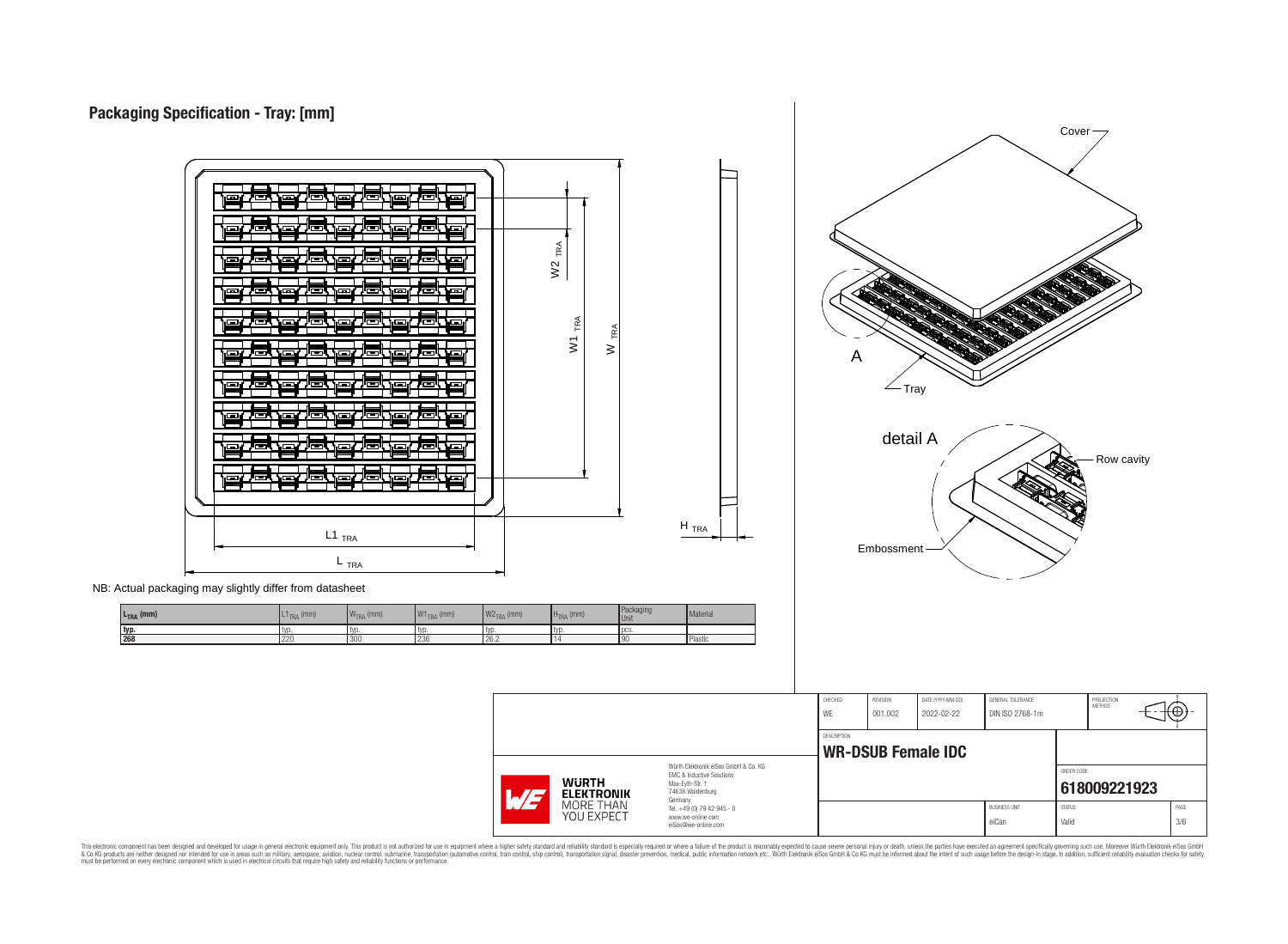## Packaging Specification - Tray: [mm]

Cover

A

Tray

detail A

Row cavity

Embossment

$W2_{TRA}$

$W1_{TRA}$

$W_{TRA}$

$L1_{TRA}$

$L_{TRA}$

$H_{TRA}$

NB: Actual packaging may slightly differ from datasheet

| $L_{TRA}$ (mm) | $L1_{TRA}$ (mm) | $W_{TRA}$ (mm) | $W1_{TRA}$ (mm) | $W2_{TRA}$ (mm) | $H_{TRA}$ (mm) | Packaging Unit | Material |
|---|---|---|---|---|---|---|---|
| typ. | typ. | typ. | typ. | typ. | typ. | pcs. | |
| 268 | 220 | 300 | 236 | 26.2 | 14 | 90 | Plastic |

| CHECKED | REVISION | DATE (YYYY-MM-DD) | GENERAL TOLERANCE | PROJECTION METHOD |
|---|---|---|---|---|
| WE | 001.002 | 2022-02-22 | DIN ISO 2768-1m | |

DESCRIPTION

**WR-DSUB Female IDC**

ORDER CODE

**618009221923**

| BUSINESS UNIT | STATUS | PAGE |
|---|---|---|
| eiCan | Valid | 3/6 |

Würth Elektronik eiSos GmbH & Co. KG
EMC & Inductive Solutions
Max-Eyth-Str. 1
74638 Waldenburg
Germany
Tel. +49 (0) 79 42 945 - 0
www.we-online.com
eiSos@we-online.com

WÜRTH ELEKTRONIK MORE THAN YOU EXPECT

This electronic component has been designed and developed for usage in general electronic equipment only. This product is not authorized for use in equipment where a higher safety standard and reliability standard is especially required or where a failure of the product is reasonably expected to cause severe personal injury or death, unless the parties have executed an agreement specifically governing such use. Moreover Würth Elektronik eiSos GmbH & Co KG products are neither designed nor intended for use in areas such as military, aerospace, aviation, nuclear control, submarine, transportation (automotive control, train control, ship control), transportation signal, disaster prevention, medical, public information network etc.. Würth Elektronik eiSos GmbH & Co KG must be informed about the intent of such usage before the design-in stage. In addition, sufficient reliability evaluation checks for safety must be performed on every electronic component which is used in electrical circuits that require high safety and reliability functions or performance.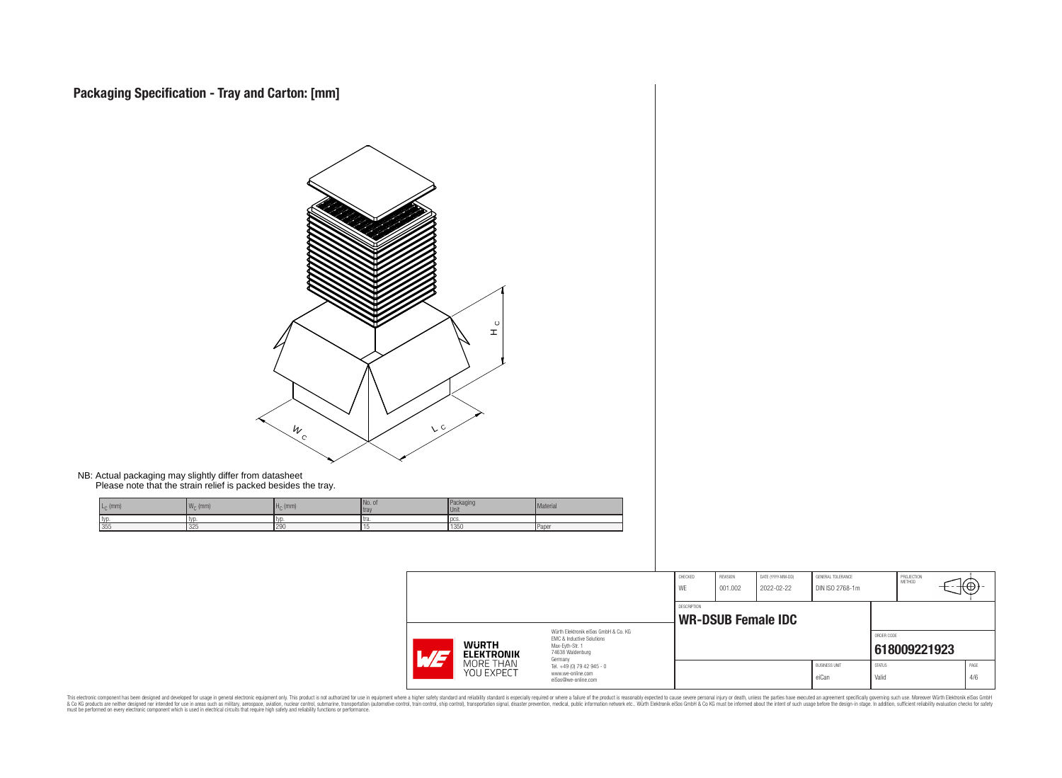# Packaging Specification - Tray and Carton: [mm]

NB: Actual packaging may slightly differ from datasheet
Please note that the strain relief is packed besides the tray.

| $L_C$ (mm) | $W_C$ (mm) | $H_C$ (mm) | No. of tray | Packaging Unit | Material |
|---|---|---|---|---|---|
| typ. | typ. | typ. | tra. | pcs. | |
| 355 | 325 | 290 | 15 | 1350 | Paper |

| CHECKED | REVISION | DATE (YYYY-MM-DD) | GENERAL TOLERANCE | PROJECTION METHOD |
|---|---|---|---|---|
| WE | 001.002 | 2022-02-22 | DIN ISO 2768-1m | |

DESCRIPTION
**WR-DSUB Female IDC**

ORDER CODE
**618009221923**

| BUSINESS UNIT | STATUS | PAGE |
|---|---|---|
| eiCan | Valid | 4/6 |

Würth Elektronik eiSos GmbH & Co. KG
EMC & Inductive Solutions
Max-Eyth-Str. 1
74638 Waldenburg
Germany
Tel. +49 (0) 79 42 945 - 0
www.we-online.com
eiSos@we-online.com

WÜRTH ELEKTRONIK MORE THAN YOU EXPECT

This electronic component has been designed and developed for usage in general electronic equipment only. This product is not authorized for use in equipment where a higher safety standard and reliability standard is especially required or where a failure of the product is reasonably expected to cause severe personal injury or death, unless the parties have executed an agreement specifically governing such use. Moreover Würth Elektronik eiSos GmbH & Co KG products are neither designed nor intended for use in areas such as military, aerospace, aviation, nuclear control, submarine, transportation (automotive control, train control, ship control), transportation signal, disaster prevention, medical, public information network etc.. Würth Elektronik eiSos GmbH & Co KG must be informed about the intent of such usage before the design-in stage. In addition, sufficient reliability evaluation checks for safety must be performed on every electronic component which is used in electrical circuits that require high safety and reliability functions or performance.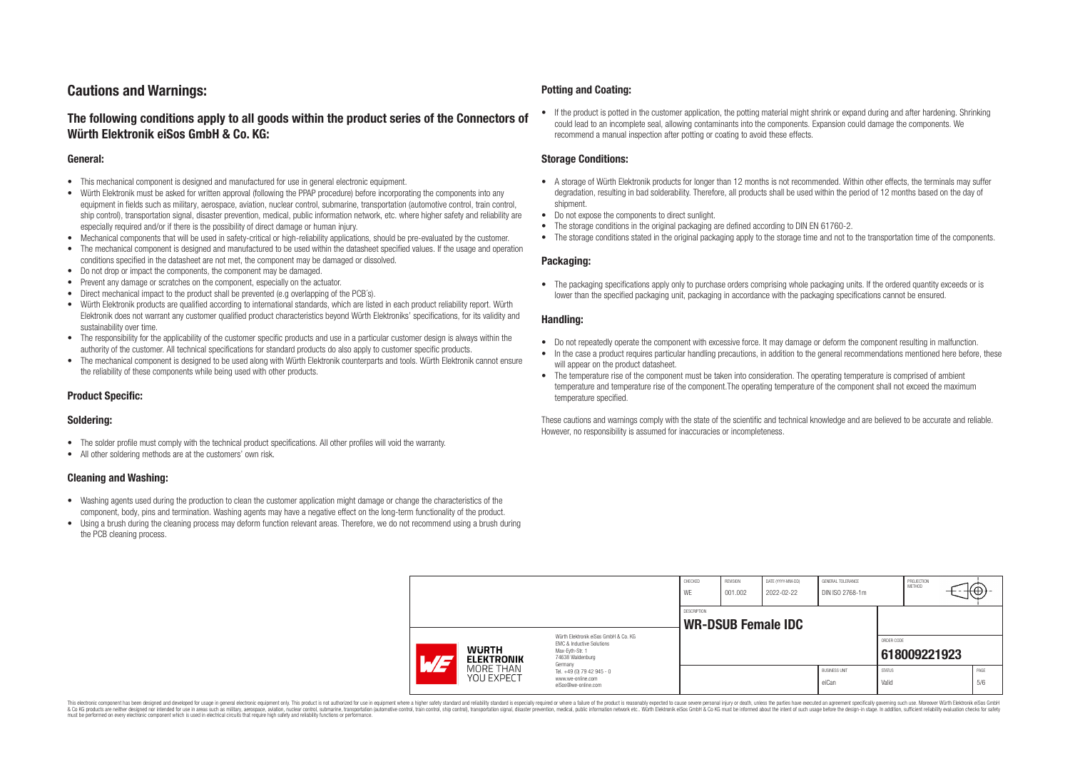## Cautions and Warnings:

### The following conditions apply to all goods within the product series of the Connectors of Würth Elektronik eiSos GmbH & Co. KG:

#### General:

- This mechanical component is designed and manufactured for use in general electronic equipment.
- Würth Elektronik must be asked for written approval (following the PPAP procedure) before incorporating the components into any equipment in fields such as military, aerospace, aviation, nuclear control, submarine, transportation (automotive control, train control, ship control), transportation signal, disaster prevention, medical, public information network, etc. where higher safety and reliability are especially required and/or if there is the possibility of direct damage or human injury.
- Mechanical components that will be used in safety-critical or high-reliability applications, should be pre-evaluated by the customer.
- The mechanical component is designed and manufactured to be used within the datasheet specified values. If the usage and operation conditions specified in the datasheet are not met, the component may be damaged or dissolved.
- Do not drop or impact the components, the component may be damaged.
- Prevent any damage or scratches on the component, especially on the actuator.
- Direct mechanical impact to the product shall be prevented (e.g overlapping of the PCB´s).
- Würth Elektronik products are qualified according to international standards, which are listed in each product reliability report. Würth Elektronik does not warrant any customer qualified product characteristics beyond Würth Elektroniks' specifications, for its validity and sustainability over time.
- The responsibility for the applicability of the customer specific products and use in a particular customer design is always within the authority of the customer. All technical specifications for standard products do also apply to customer specific products.
- The mechanical component is designed to be used along with Würth Elektronik counterparts and tools. Würth Elektronik cannot ensure the reliability of these components while being used with other products.

#### Product Specific:

#### Soldering:

- The solder profile must comply with the technical product specifications. All other profiles will void the warranty.
- All other soldering methods are at the customers' own risk.

#### Cleaning and Washing:

- Washing agents used during the production to clean the customer application might damage or change the characteristics of the component, body, pins and termination. Washing agents may have a negative effect on the long-term functionality of the product.
- Using a brush during the cleaning process may deform function relevant areas. Therefore, we do not recommend using a brush during the PCB cleaning process.

#### Potting and Coating:

- If the product is potted in the customer application, the potting material might shrink or expand during and after hardening. Shrinking could lead to an incomplete seal, allowing contaminants into the components. Expansion could damage the components. We recommend a manual inspection after potting or coating to avoid these effects.

#### Storage Conditions:

- A storage of Würth Elektronik products for longer than 12 months is not recommended. Within other effects, the terminals may suffer degradation, resulting in bad solderability. Therefore, all products shall be used within the period of 12 months based on the day of shipment.
- Do not expose the components to direct sunlight.
- The storage conditions in the original packaging are defined according to DIN EN 61760-2.
- The storage conditions stated in the original packaging apply to the storage time and not to the transportation time of the components.

#### Packaging:

- The packaging specifications apply only to purchase orders comprising whole packaging units. If the ordered quantity exceeds or is lower than the specified packaging unit, packaging in accordance with the packaging specifications cannot be ensured.

#### Handling:

- Do not repeatedly operate the component with excessive force. It may damage or deform the component resulting in malfunction.
- In the case a product requires particular handling precautions, in addition to the general recommendations mentioned here before, these will appear on the product datasheet.
- The temperature rise of the component must be taken into consideration. The operating temperature is comprised of ambient temperature and temperature rise of the component.The operating temperature of the component shall not exceed the maximum temperature specified.

These cautions and warnings comply with the state of the scientific and technical knowledge and are believed to be accurate and reliable. However, no responsibility is assumed for inaccuracies or incompleteness.

| CHECKED | REVISION | DATE (YYYY-MM-DD) | GENERAL TOLERANCE | PROJECTION METHOD |
|---|---|---|---|---|
| WE | 001.002 | 2022-02-22 | DIN ISO 2768-1m | |

| DESCRIPTION | ORDER CODE | BUSINESS UNIT | STATUS | PAGE |
|---|---|---|---|---|
| WR-DSUB Female IDC | 618009221923 | eiCan | Valid | 5/6 |

Würth Elektronik eiSos GmbH & Co. KG
EMC & Inductive Solutions
Max-Eyth-Str. 1
74638 Waldenburg
Germany
Tel. +49 (0) 79 42 945 - 0
www.we-online.com
eiSos@we-online.com

This electronic component has been designed and developed for usage in general electronic equipment only. This product is not authorized for use in equipment where a higher safety standard and reliability standard is especially required or where a failure of the product is reasonably expected to cause severe personal injury or death, unless the parties have executed an agreement specifically governing such use. Moreover Würth Elektronik eiSos GmbH & Co KG products are neither designed nor intended for use in areas such as military, aerospace, aviation, nuclear control, submarine, transportation (automotive control, train control, ship control), transportation signal, disaster prevention, medical, public information network etc.. Würth Elektronik eiSos GmbH & Co KG must be informed about the intent of such usage before the design-in stage. In addition, sufficient reliability evaluation checks for safety must be performed on every electronic component which is used in electrical circuits that require high safety and reliability functions or performance.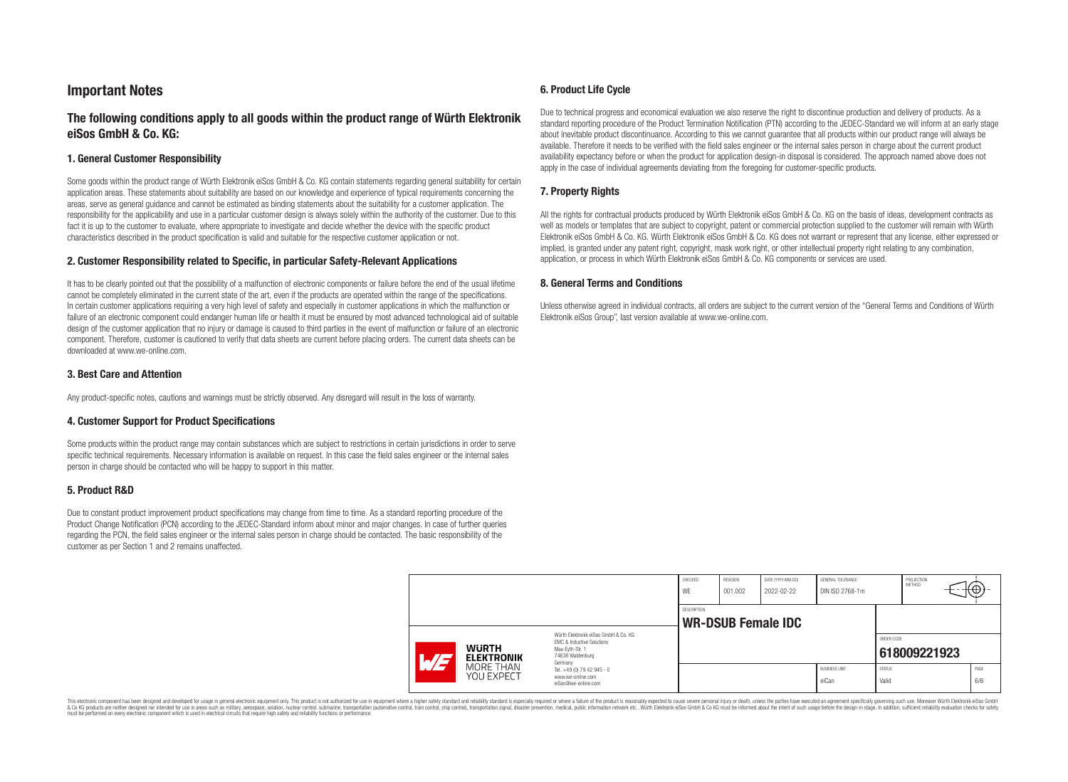# Important Notes

## The following conditions apply to all goods within the product range of Würth Elektronik eiSos GmbH & Co. KG:

### 1. General Customer Responsibility

Some goods within the product range of Würth Elektronik eiSos GmbH & Co. KG contain statements regarding general suitability for certain application areas. These statements about suitability are based on our knowledge and experience of typical requirements concerning the areas, serve as general guidance and cannot be estimated as binding statements about the suitability for a customer application. The responsibility for the applicability and use in a particular customer design is always solely within the authority of the customer. Due to this fact it is up to the customer to evaluate, where appropriate to investigate and decide whether the device with the specific product characteristics described in the product specification is valid and suitable for the respective customer application or not.

### 2. Customer Responsibility related to Specific, in particular Safety-Relevant Applications

It has to be clearly pointed out that the possibility of a malfunction of electronic components or failure before the end of the usual lifetime cannot be completely eliminated in the current state of the art, even if the products are operated within the range of the specifications. In certain customer applications requiring a very high level of safety and especially in customer applications in which the malfunction or failure of an electronic component could endanger human life or health it must be ensured by most advanced technological aid of suitable design of the customer application that no injury or damage is caused to third parties in the event of malfunction or failure of an electronic component. Therefore, customer is cautioned to verify that data sheets are current before placing orders. The current data sheets can be downloaded at www.we-online.com.

### 3. Best Care and Attention

Any product-specific notes, cautions and warnings must be strictly observed. Any disregard will result in the loss of warranty.

### 4. Customer Support for Product Specifications

Some products within the product range may contain substances which are subject to restrictions in certain jurisdictions in order to serve specific technical requirements. Necessary information is available on request. In this case the field sales engineer or the internal sales person in charge should be contacted who will be happy to support in this matter.

### 5. Product R&D

Due to constant product improvement product specifications may change from time to time. As a standard reporting procedure of the Product Change Notification (PCN) according to the JEDEC-Standard inform about minor and major changes. In case of further queries regarding the PCN, the field sales engineer or the internal sales person in charge should be contacted. The basic responsibility of the customer as per Section 1 and 2 remains unaffected.

### 6. Product Life Cycle

Due to technical progress and economical evaluation we also reserve the right to discontinue production and delivery of products. As a standard reporting procedure of the Product Termination Notification (PTN) according to the JEDEC-Standard we will inform at an early stage about inevitable product discontinuance. According to this we cannot guarantee that all products within our product range will always be available. Therefore it needs to be verified with the field sales engineer or the internal sales person in charge about the current product availability expectancy before or when the product for application design-in disposal is considered. The approach named above does not apply in the case of individual agreements deviating from the foregoing for customer-specific products.

### 7. Property Rights

All the rights for contractual products produced by Würth Elektronik eiSos GmbH & Co. KG on the basis of ideas, development contracts as well as models or templates that are subject to copyright, patent or commercial protection supplied to the customer will remain with Würth Elektronik eiSos GmbH & Co. KG. Würth Elektronik eiSos GmbH & Co. KG does not warrant or represent that any license, either expressed or implied, is granted under any patent right, copyright, mask work right, or other intellectual property right relating to any combination, application, or process in which Würth Elektronik eiSos GmbH & Co. KG components or services are used.

### 8. General Terms and Conditions

Unless otherwise agreed in individual contracts, all orders are subject to the current version of the "General Terms and Conditions of Würth Elektronik eiSos Group", last version available at www.we-online.com.

| CHECKED | REVISION | DATE (YYYY-MM-DD) | GENERAL TOLERANCE | PROJECTION METHOD |
|---|---|---|---|---|
| WE | 001.002 | 2022-02-22 | DIN ISO 2768-1m | |

DESCRIPTION: **WR-DSUB Female IDC**

ORDER CODE: **618009221923**

| BUSINESS UNIT | STATUS | PAGE |
|---|---|---|
| eiCan | Valid | 6/6 |

Würth Elektronik eiSos GmbH & Co. KG
EMC & Inductive Solutions
Max-Eyth-Str. 1
74638 Waldenburg
Germany
Tel. +49 (0) 79 42 945 - 0
www.we-online.com
eiSos@we-online.com

This electronic component has been designed and developed for usage in general electronic equipment only. This product is not authorized for use in equipment where a higher safety standard and reliability standard is especially required or where a failure of the product is reasonably expected to cause severe personal injury or death, unless the parties have executed an agreement specifically governing such use. Moreover Würth Elektronik eiSos GmbH & Co KG products are neither designed nor intended for use in areas such as military, aerospace, aviation, nuclear control, submarine, transportation (automotive control, train control, ship control), transportation signal, disaster prevention, medical, public information network etc.. Würth Elektronik eiSos GmbH & Co KG must be informed about the intent of such usage before the design-in stage. In addition, sufficient reliability evaluation checks for safety must be performed on every electronic component which is used in electrical circuits that require high safety and reliability functions or performance.